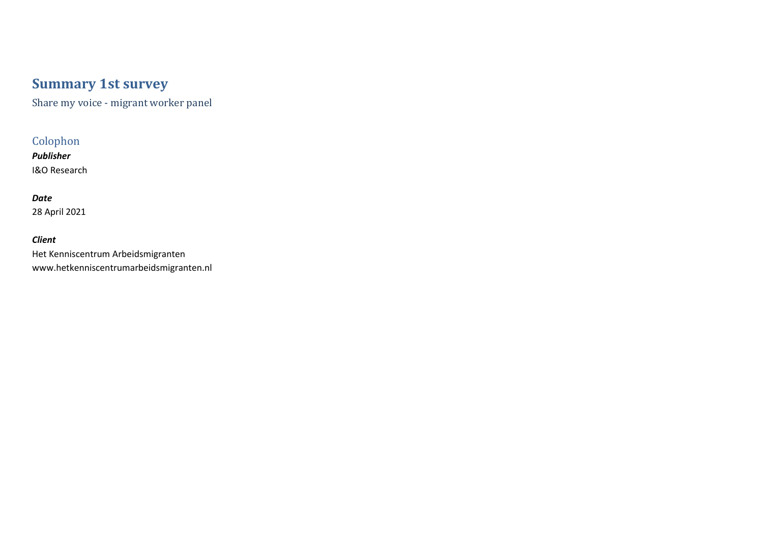# Summary 1st survey

Share my voice - migrant worker panel

## Colophon

***Publisher***

I&O Research

***Date***

28 April 2021

***Client***

Het Kenniscentrum Arbeidsmigranten
www.hetkenniscentrumarbeidsmigranten.nl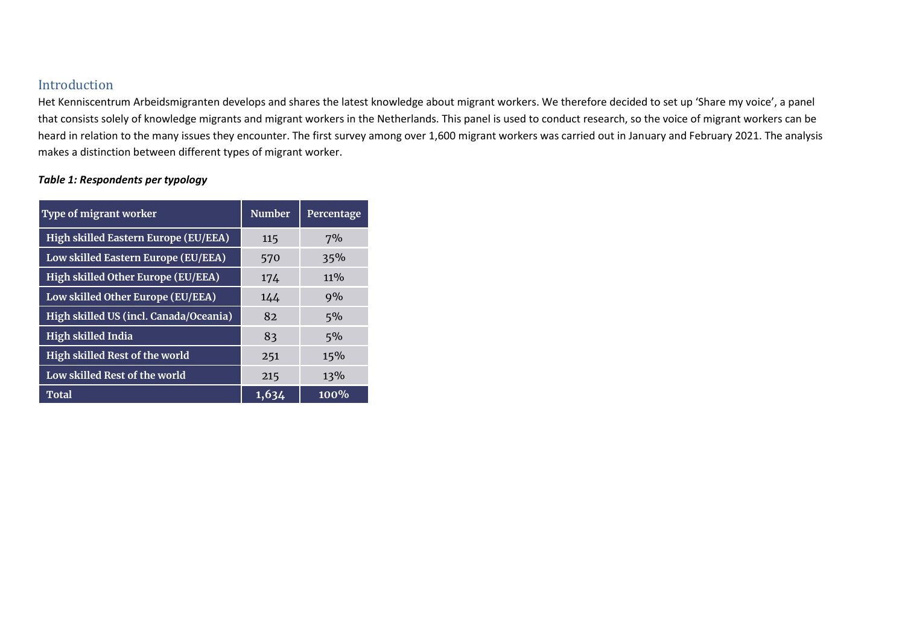## Introduction

Het Kenniscentrum Arbeidsmigranten develops and shares the latest knowledge about migrant workers. We therefore decided to set up 'Share my voice', a panel that consists solely of knowledge migrants and migrant workers in the Netherlands. This panel is used to conduct research, so the voice of migrant workers can be heard in relation to the many issues they encounter. The first survey among over 1,600 migrant workers was carried out in January and February 2021. The analysis makes a distinction between different types of migrant worker.

***Table 1: Respondents per typology***

| Type of migrant worker | Number | Percentage |
|---|---|---|
| High skilled Eastern Europe (EU/EEA) | 115 | 7% |
| Low skilled Eastern Europe (EU/EEA) | 570 | 35% |
| High skilled Other Europe (EU/EEA) | 174 | 11% |
| Low skilled Other Europe (EU/EEA) | 144 | 9% |
| High skilled US (incl. Canada/Oceania) | 82 | 5% |
| High skilled India | 83 | 5% |
| High skilled Rest of the world | 251 | 15% |
| Low skilled Rest of the world | 215 | 13% |
| **Total** | **1,634** | **100%** |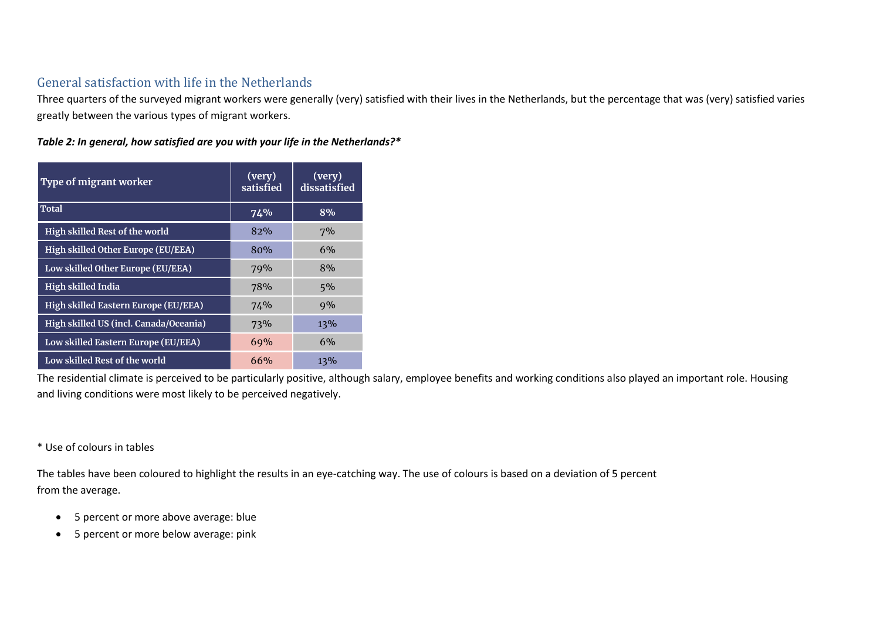## General satisfaction with life in the Netherlands

Three quarters of the surveyed migrant workers were generally (very) satisfied with their lives in the Netherlands, but the percentage that was (very) satisfied varies greatly between the various types of migrant workers.

***Table 2: In general, how satisfied are you with your life in the Netherlands?****

| Type of migrant worker | (very) satisfied | (very) dissatisfied |
|---|---|---|
| **Total** | 74% | 8% |
| **High skilled Rest of the world** | 82% | 7% |
| **High skilled Other Europe (EU/EEA)** | 80% | 6% |
| **Low skilled Other Europe (EU/EEA)** | 79% | 8% |
| **High skilled India** | 78% | 5% |
| **High skilled Eastern Europe (EU/EEA)** | 74% | 9% |
| **High skilled US (incl. Canada/Oceania)** | 73% | 13% |
| **Low skilled Eastern Europe (EU/EEA)** | 69% | 6% |
| **Low skilled Rest of the world** | 66% | 13% |

The residential climate is perceived to be particularly positive, although salary, employee benefits and working conditions also played an important role. Housing and living conditions were most likely to be perceived negatively.

\* Use of colours in tables

The tables have been coloured to highlight the results in an eye-catching way. The use of colours is based on a deviation of 5 percent from the average.

- 5 percent or more above average: blue
- 5 percent or more below average: pink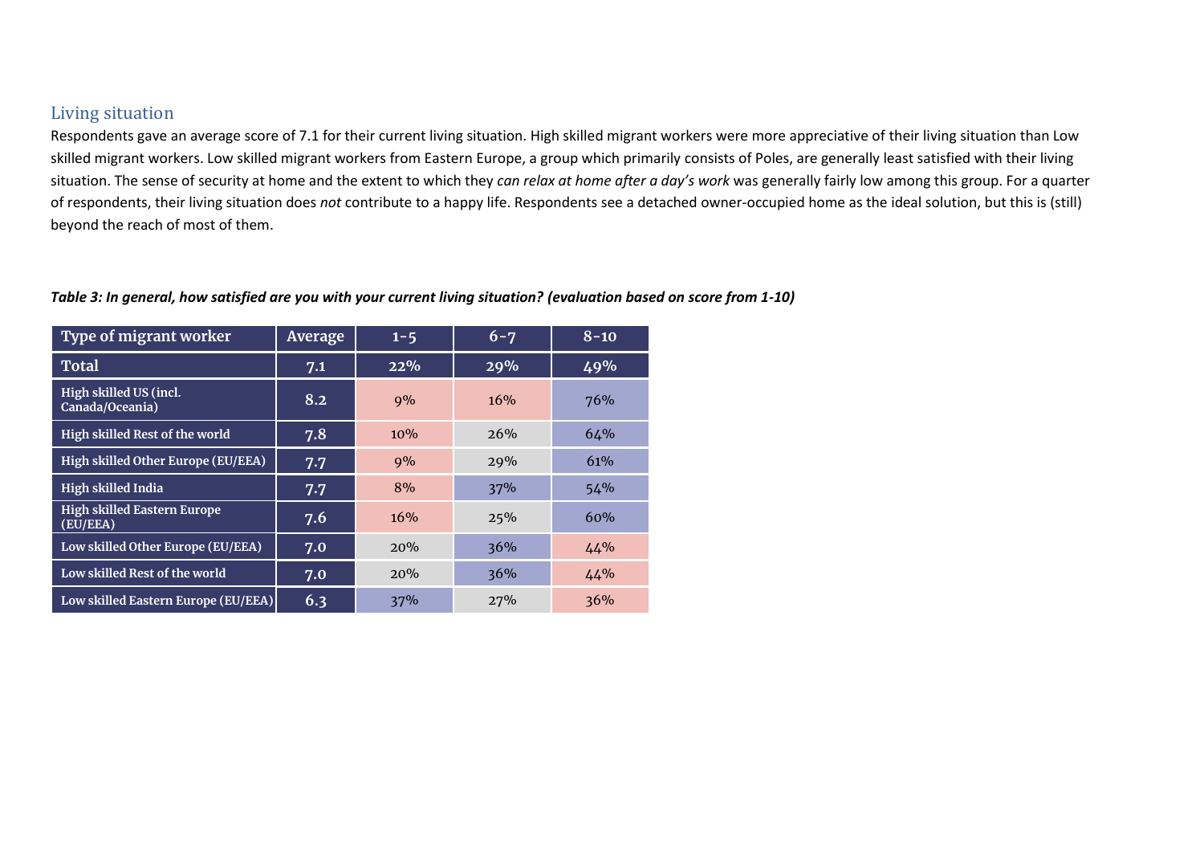## Living situation

Respondents gave an average score of 7.1 for their current living situation. High skilled migrant workers were more appreciative of their living situation than Low skilled migrant workers. Low skilled migrant workers from Eastern Europe, a group which primarily consists of Poles, are generally least satisfied with their living situation. The sense of security at home and the extent to which they *can relax at home after a day's work* was generally fairly low among this group. For a quarter of respondents, their living situation does *not* contribute to a happy life. Respondents see a detached owner-occupied home as the ideal solution, but this is (still) beyond the reach of most of them.

***Table 3: In general, how satisfied are you with your current living situation? (evaluation based on score from 1-10)***

| Type of migrant worker | Average | 1-5 | 6-7 | 8-10 |
|---|---|---|---|---|
| **Total** | **7.1** | **22%** | **29%** | **49%** |
| High skilled US (incl. Canada/Oceania) | 8.2 | 9% | 16% | 76% |
| High skilled Rest of the world | 7.8 | 10% | 26% | 64% |
| High skilled Other Europe (EU/EEA) | 7.7 | 9% | 29% | 61% |
| High skilled India | 7.7 | 8% | 37% | 54% |
| High skilled Eastern Europe (EU/EEA) | 7.6 | 16% | 25% | 60% |
| Low skilled Other Europe (EU/EEA) | 7.0 | 20% | 36% | 44% |
| Low skilled Rest of the world | 7.0 | 20% | 36% | 44% |
| Low skilled Eastern Europe (EU/EEA) | 6.3 | 37% | 27% | 36% |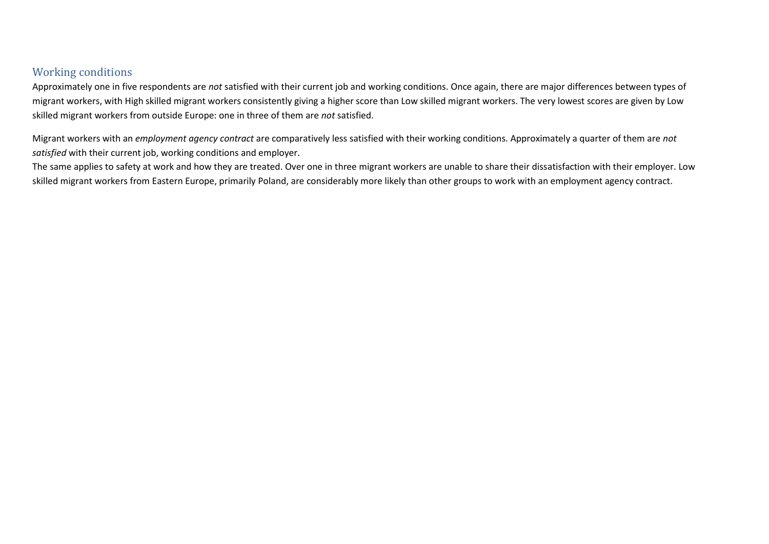## Working conditions

Approximately one in five respondents are *not* satisfied with their current job and working conditions. Once again, there are major differences between types of migrant workers, with High skilled migrant workers consistently giving a higher score than Low skilled migrant workers. The very lowest scores are given by Low skilled migrant workers from outside Europe: one in three of them are *not* satisfied.

Migrant workers with an *employment agency contract* are comparatively less satisfied with their working conditions. Approximately a quarter of them are *not satisfied* with their current job, working conditions and employer.
The same applies to safety at work and how they are treated. Over one in three migrant workers are unable to share their dissatisfaction with their employer. Low skilled migrant workers from Eastern Europe, primarily Poland, are considerably more likely than other groups to work with an employment agency contract.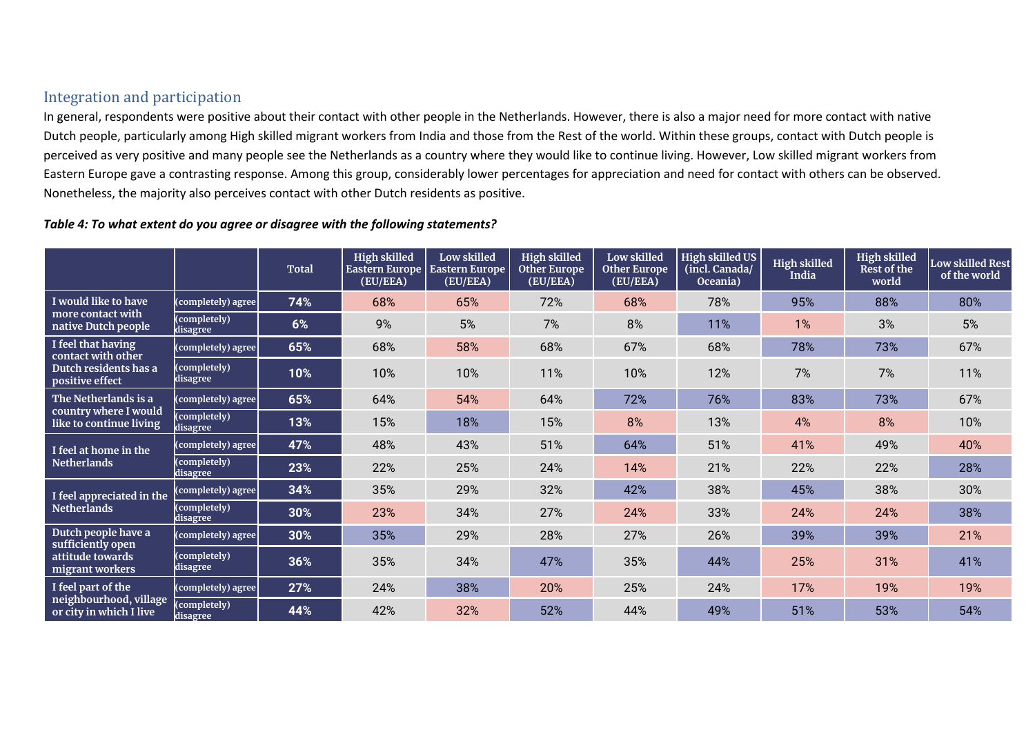## Integration and participation

In general, respondents were positive about their contact with other people in the Netherlands. However, there is also a major need for more contact with native Dutch people, particularly among High skilled migrant workers from India and those from the Rest of the world. Within these groups, contact with Dutch people is perceived as very positive and many people see the Netherlands as a country where they would like to continue living. However, Low skilled migrant workers from Eastern Europe gave a contrasting response. Among this group, considerably lower percentages for appreciation and need for contact with others can be observed. Nonetheless, the majority also perceives contact with other Dutch residents as positive.

***Table 4: To what extent do you agree or disagree with the following statements?***

| | | Total | High skilled Eastern Europe (EU/EEA) | Low skilled Eastern Europe (EU/EEA) | High skilled Other Europe (EU/EEA) | Low skilled Other Europe (EU/EEA) | High skilled US (incl. Canada/ Oceania) | High skilled India | High skilled Rest of the world | Low skilled Rest of the world |
|---|---|---|---|---|---|---|---|---|---|---|
| I would like to have more contact with native Dutch people | (completely) agree | 74% | 68% | 65% | 72% | 68% | 78% | 95% | 88% | 80% |
| | (completely) disagree | 6% | 9% | 5% | 7% | 8% | 11% | 1% | 3% | 5% |
| I feel that having contact with other Dutch residents has a positive effect | (completely) agree | 65% | 68% | 58% | 68% | 67% | 68% | 78% | 73% | 67% |
| | (completely) disagree | 10% | 10% | 10% | 11% | 10% | 12% | 7% | 7% | 11% |
| The Netherlands is a country where I would like to continue living | (completely) agree | 65% | 64% | 54% | 64% | 72% | 76% | 83% | 73% | 67% |
| | (completely) disagree | 13% | 15% | 18% | 15% | 8% | 13% | 4% | 8% | 10% |
| I feel at home in the Netherlands | (completely) agree | 47% | 48% | 43% | 51% | 64% | 51% | 41% | 49% | 40% |
| | (completely) disagree | 23% | 22% | 25% | 24% | 14% | 21% | 22% | 22% | 28% |
| I feel appreciated in the Netherlands | (completely) agree | 34% | 35% | 29% | 32% | 42% | 38% | 45% | 38% | 30% |
| | (completely) disagree | 30% | 23% | 34% | 27% | 24% | 33% | 24% | 24% | 38% |
| Dutch people have a sufficiently open attitude towards migrant workers | (completely) agree | 30% | 35% | 29% | 28% | 27% | 26% | 39% | 39% | 21% |
| | (completely) disagree | 36% | 35% | 34% | 47% | 35% | 44% | 25% | 31% | 41% |
| I feel part of the neighbourhood, village or city in which I live | (completely) agree | 27% | 24% | 38% | 20% | 25% | 24% | 17% | 19% | 19% |
| | (completely) disagree | 44% | 42% | 32% | 52% | 44% | 49% | 51% | 53% | 54% |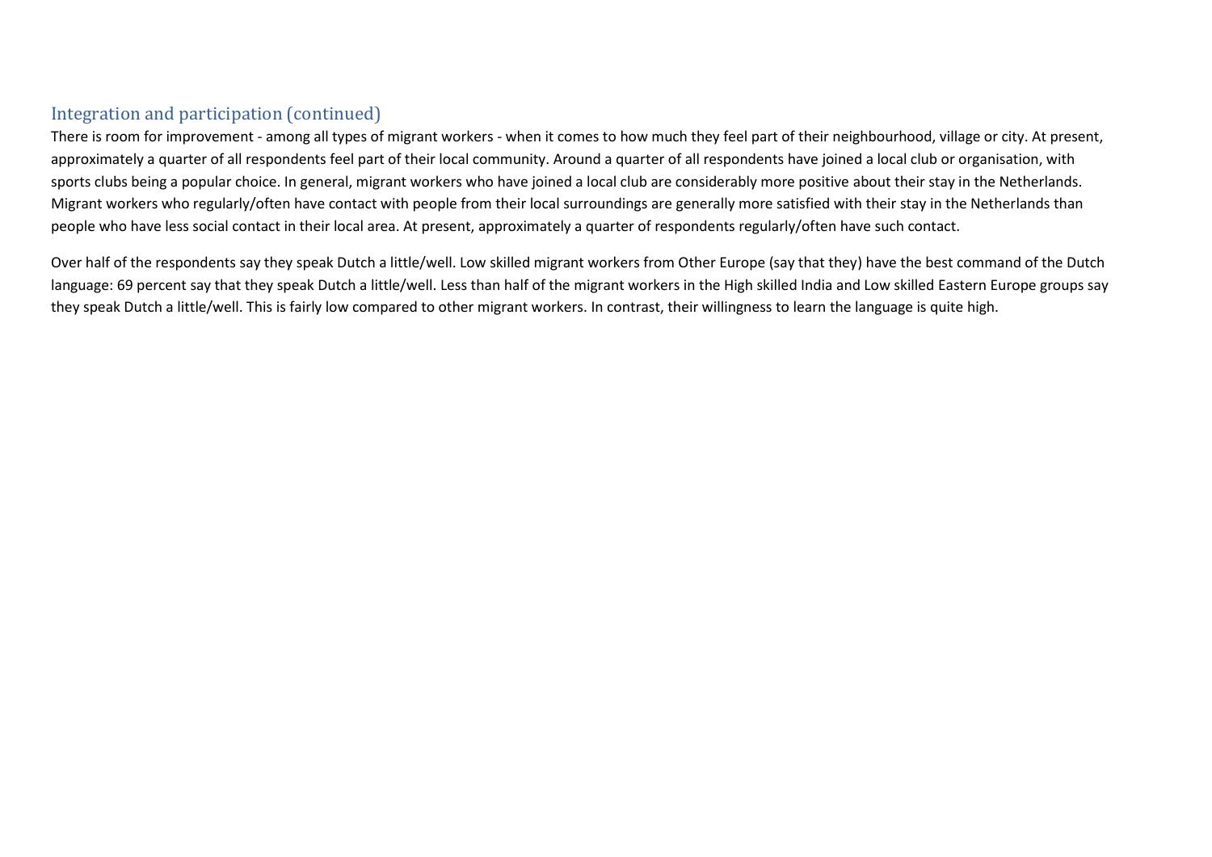## Integration and participation (continued)

There is room for improvement - among all types of migrant workers - when it comes to how much they feel part of their neighbourhood, village or city. At present, approximately a quarter of all respondents feel part of their local community. Around a quarter of all respondents have joined a local club or organisation, with sports clubs being a popular choice. In general, migrant workers who have joined a local club are considerably more positive about their stay in the Netherlands. Migrant workers who regularly/often have contact with people from their local surroundings are generally more satisfied with their stay in the Netherlands than people who have less social contact in their local area. At present, approximately a quarter of respondents regularly/often have such contact.

Over half of the respondents say they speak Dutch a little/well. Low skilled migrant workers from Other Europe (say that they) have the best command of the Dutch language: 69 percent say that they speak Dutch a little/well. Less than half of the migrant workers in the High skilled India and Low skilled Eastern Europe groups say they speak Dutch a little/well. This is fairly low compared to other migrant workers. In contrast, their willingness to learn the language is quite high.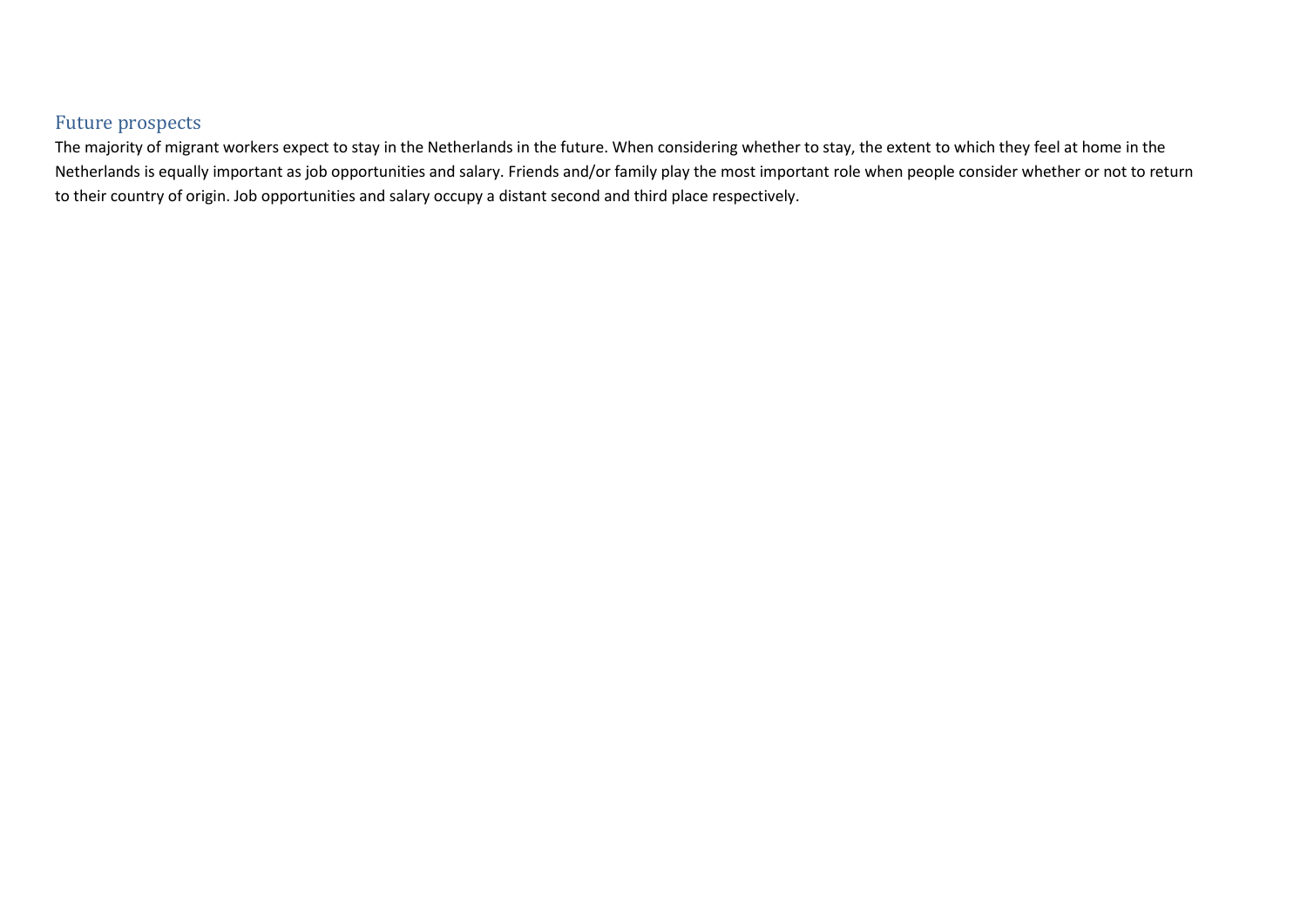## Future prospects

The majority of migrant workers expect to stay in the Netherlands in the future. When considering whether to stay, the extent to which they feel at home in the Netherlands is equally important as job opportunities and salary. Friends and/or family play the most important role when people consider whether or not to return to their country of origin. Job opportunities and salary occupy a distant second and third place respectively.